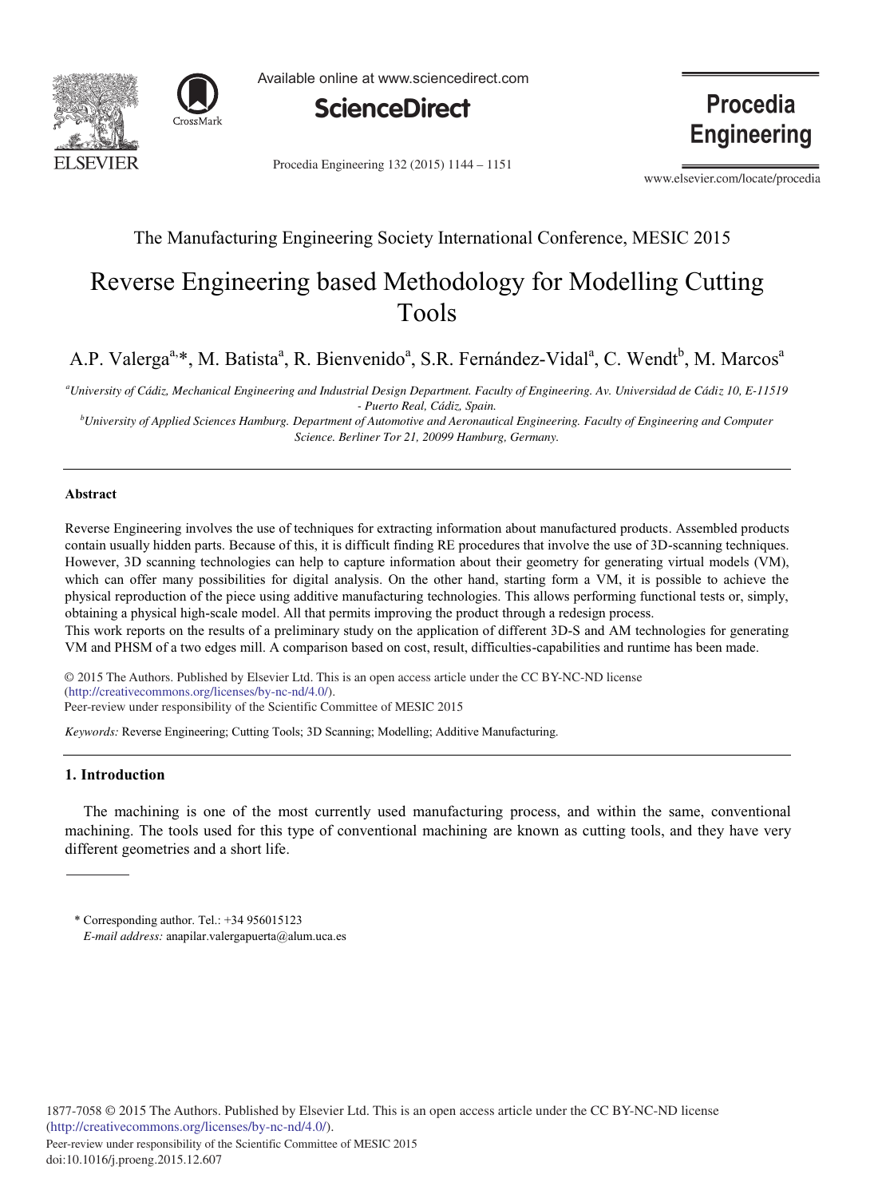The Manufacturing Engineering Society International Conference, MESIC 2015

# Reverse Engineering based Methodology for Modelling Cutting Tools

A.P. Valerga[a,*], M. Batista[a], R. Bienvenido[a], S.R. Fernández-Vidal[a], C. Wendt[b], M. Marcos[a]

[a]University of Cádiz, Mechanical Engineering and Industrial Design Department. Faculty of Engineering. Av. Universidad de Cádiz 10, E-11519 - Puerto Real, Cádiz, Spain.

[b]University of Applied Sciences Hamburg. Department of Automotive and Aeronautical Engineering. Faculty of Engineering and Computer Science. Berliner Tor 21, 20099 Hamburg, Germany.

## Abstract

Reverse Engineering involves the use of techniques for extracting information about manufactured products. Assembled products contain usually hidden parts. Because of this, it is difficult finding RE procedures that involve the use of 3D-scanning techniques. However, 3D scanning technologies can help to capture information about their geometry for generating virtual models (VM), which can offer many possibilities for digital analysis. On the other hand, starting form a VM, it is possible to achieve the physical reproduction of the piece using additive manufacturing technologies. This allows performing functional tests or, simply, obtaining a physical high-scale model. All that permits improving the product through a redesign process.

This work reports on the results of a preliminary study on the application of different 3D-S and AM technologies for generating VM and PHSM of a two edges mill. A comparison based on cost, result, difficulties-capabilities and runtime has been made.

© 2015 The Authors. Published by Elsevier Ltd. This is an open access article under the CC BY-NC-ND license (http://creativecommons.org/licenses/by-nc-nd/4.0/).

Peer-review under responsibility of the Scientific Committee of MESIC 2015

*Keywords:* Reverse Engineering; Cutting Tools; 3D Scanning; Modelling; Additive Manufacturing.

## 1. Introduction

The machining is one of the most currently used manufacturing process, and within the same, conventional machining. The tools used for this type of conventional machining are known as cutting tools, and they have very different geometries and a short life.

\* Corresponding author. Tel.: +34 956015123

*E-mail address:* anapilar.valergapuerta@alum.uca.es

1877-7058 © 2015 The Authors. Published by Elsevier Ltd. This is an open access article under the CC BY-NC-ND license (http://creativecommons.org/licenses/by-nc-nd/4.0/).

Peer-review under responsibility of the Scientific Committee of MESIC 2015

doi:10.1016/j.proeng.2015.12.607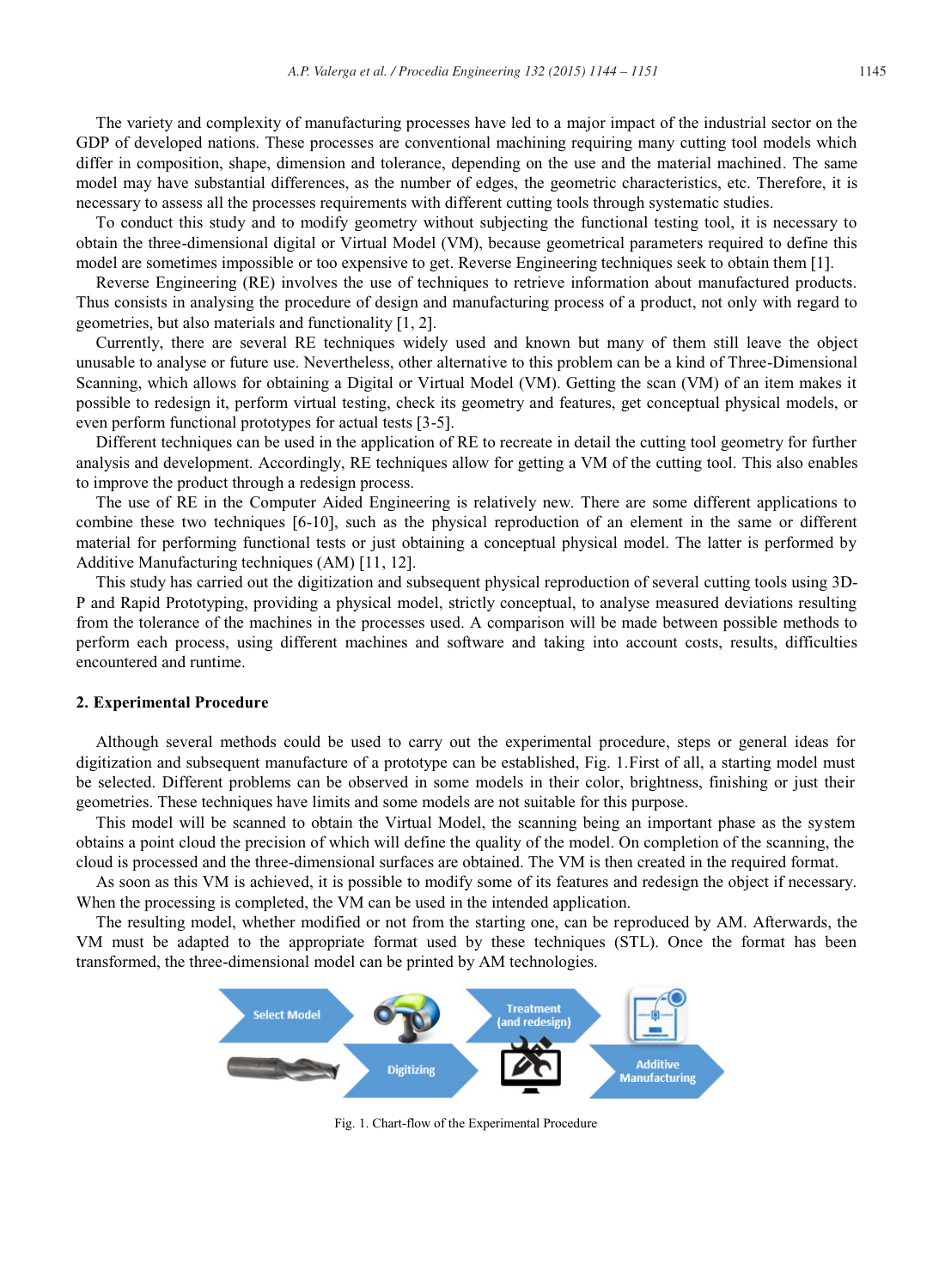The variety and complexity of manufacturing processes have led to a major impact of the industrial sector on the GDP of developed nations. These processes are conventional machining requiring many cutting tool models which differ in composition, shape, dimension and tolerance, depending on the use and the material machined. The same model may have substantial differences, as the number of edges, the geometric characteristics, etc. Therefore, it is necessary to assess all the processes requirements with different cutting tools through systematic studies.

To conduct this study and to modify geometry without subjecting the functional testing tool, it is necessary to obtain the three-dimensional digital or Virtual Model (VM), because geometrical parameters required to define this model are sometimes impossible or too expensive to get. Reverse Engineering techniques seek to obtain them [1].

Reverse Engineering (RE) involves the use of techniques to retrieve information about manufactured products. Thus consists in analysing the procedure of design and manufacturing process of a product, not only with regard to geometries, but also materials and functionality [1, 2].

Currently, there are several RE techniques widely used and known but many of them still leave the object unusable to analyse or future use. Nevertheless, other alternative to this problem can be a kind of Three-Dimensional Scanning, which allows for obtaining a Digital or Virtual Model (VM). Getting the scan (VM) of an item makes it possible to redesign it, perform virtual testing, check its geometry and features, get conceptual physical models, or even perform functional prototypes for actual tests [3-5].

Different techniques can be used in the application of RE to recreate in detail the cutting tool geometry for further analysis and development. Accordingly, RE techniques allow for getting a VM of the cutting tool. This also enables to improve the product through a redesign process.

The use of RE in the Computer Aided Engineering is relatively new. There are some different applications to combine these two techniques [6-10], such as the physical reproduction of an element in the same or different material for performing functional tests or just obtaining a conceptual physical model. The latter is performed by Additive Manufacturing techniques (AM) [11, 12].

This study has carried out the digitization and subsequent physical reproduction of several cutting tools using 3D-P and Rapid Prototyping, providing a physical model, strictly conceptual, to analyse measured deviations resulting from the tolerance of the machines in the processes used. A comparison will be made between possible methods to perform each process, using different machines and software and taking into account costs, results, difficulties encountered and runtime.

## 2. Experimental Procedure

Although several methods could be used to carry out the experimental procedure, steps or general ideas for digitization and subsequent manufacture of a prototype can be established, Fig. 1.First of all, a starting model must be selected. Different problems can be observed in some models in their color, brightness, finishing or just their geometries. These techniques have limits and some models are not suitable for this purpose.

This model will be scanned to obtain the Virtual Model, the scanning being an important phase as the system obtains a point cloud the precision of which will define the quality of the model. On completion of the scanning, the cloud is processed and the three-dimensional surfaces are obtained. The VM is then created in the required format.

As soon as this VM is achieved, it is possible to modify some of its features and redesign the object if necessary. When the processing is completed, the VM can be used in the intended application.

The resulting model, whether modified or not from the starting one, can be reproduced by AM. Afterwards, the VM must be adapted to the appropriate format used by these techniques (STL). Once the format has been transformed, the three-dimensional model can be printed by AM technologies.

Select Model

Digitizing

Treatment (and redesign)

Additive Manufacturing

Fig. 1. Chart-flow of the Experimental Procedure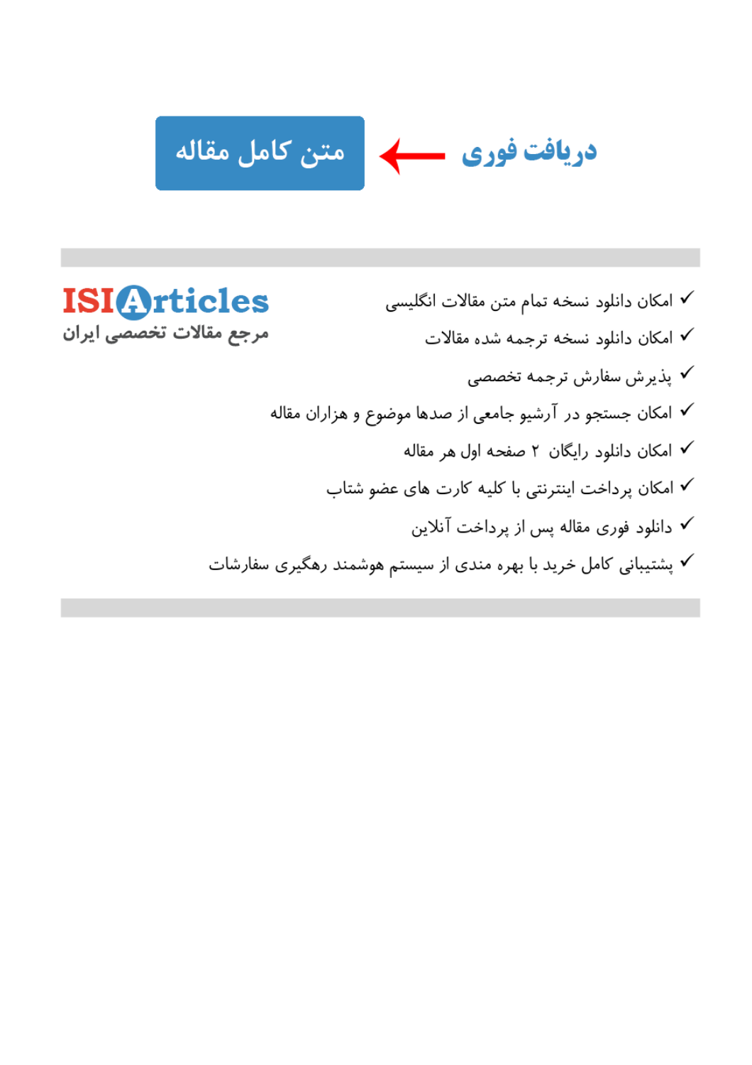دریافت فوری ← متن کامل مقاله

**ISIArticles**
مرجع مقالات تخصصی ایران

- ✓ امکان دانلود نسخه تمام متن مقالات انگلیسی
- ✓ امکان دانلود نسخه ترجمه شده مقالات
- ✓ پذیرش سفارش ترجمه تخصصی
- ✓ امکان جستجو در آرشیو جامعی از صدها موضوع و هزاران مقاله
- ✓ امکان دانلود رایگان ۲ صفحه اول هر مقاله
- ✓ امکان پرداخت اینترنتی با کلیه کارت های عضو شتاب
- ✓ دانلود فوری مقاله پس از پرداخت آنلاین
- ✓ پشتیبانی کامل خرید با بهره مندی از سیستم هوشمند رهگیری سفارشات